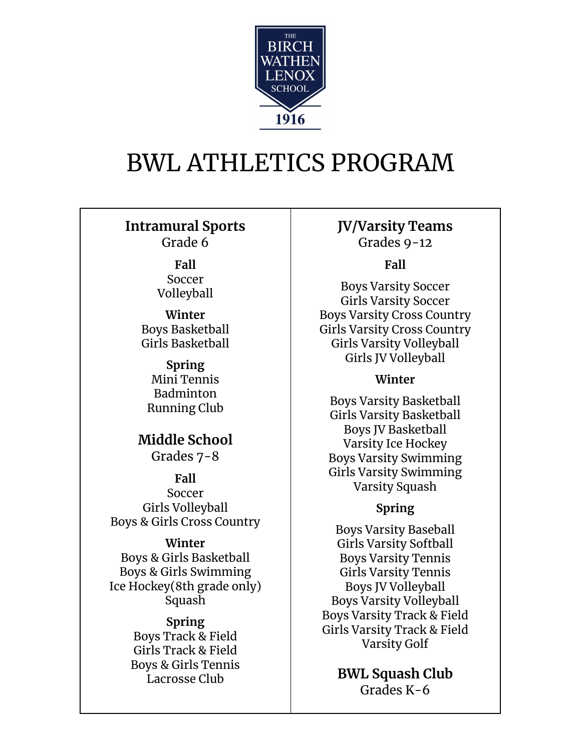THE BIRCH WATHEN LENOX SCHOOL

1916

# BWL ATHLETICS PROGRAM

## Intramural Sports
Grade 6

**Fall**
Soccer
Volleyball

**Winter**
Boys Basketball
Girls Basketball

**Spring**
Mini Tennis
Badminton
Running Club

## Middle School
Grades 7-8

**Fall**
Soccer
Girls Volleyball
Boys & Girls Cross Country

**Winter**
Boys & Girls Basketball
Boys & Girls Swimming
Ice Hockey(8th grade only)
Squash

**Spring**
Boys Track & Field
Girls Track & Field
Boys & Girls Tennis
Lacrosse Club

## JV/Varsity Teams
Grades 9-12

**Fall**

Boys Varsity Soccer
Girls Varsity Soccer
Boys Varsity Cross Country
Girls Varsity Cross Country
Girls Varsity Volleyball
Girls JV Volleyball

**Winter**

Boys Varsity Basketball
Girls Varsity Basketball
Boys JV Basketball
Varsity Ice Hockey
Boys Varsity Swimming
Girls Varsity Swimming
Varsity Squash

**Spring**

Boys Varsity Baseball
Girls Varsity Softball
Boys Varsity Tennis
Girls Varsity Tennis
Boys JV Volleyball
Boys Varsity Volleyball
Boys Varsity Track & Field
Girls Varsity Track & Field
Varsity Golf

## BWL Squash Club
Grades K-6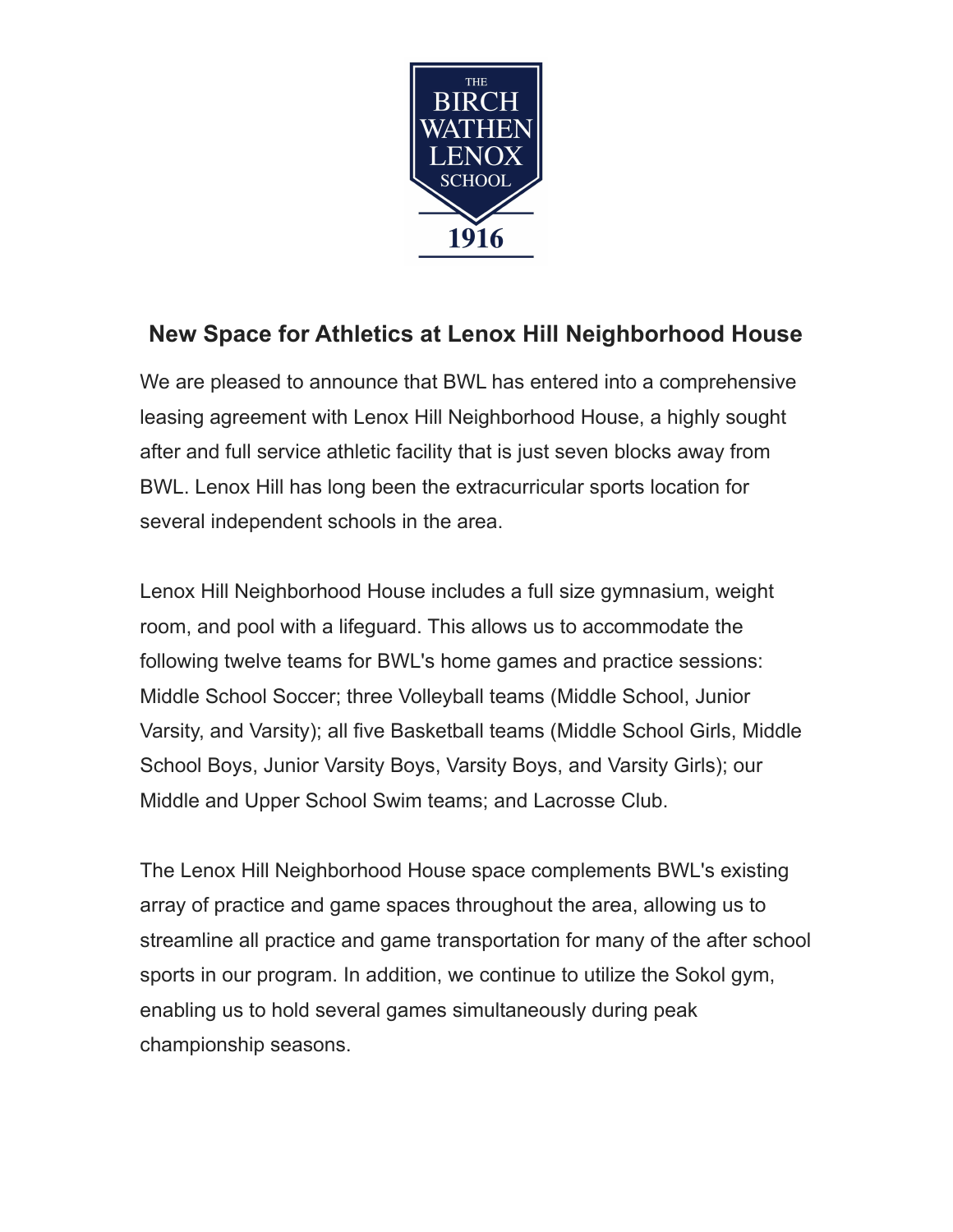THE BIRCH WATHEN LENOX SCHOOL

1916

## New Space for Athletics at Lenox Hill Neighborhood House

We are pleased to announce that BWL has entered into a comprehensive leasing agreement with Lenox Hill Neighborhood House, a highly sought after and full service athletic facility that is just seven blocks away from BWL. Lenox Hill has long been the extracurricular sports location for several independent schools in the area.

Lenox Hill Neighborhood House includes a full size gymnasium, weight room, and pool with a lifeguard. This allows us to accommodate the following twelve teams for BWL's home games and practice sessions: Middle School Soccer; three Volleyball teams (Middle School, Junior Varsity, and Varsity); all five Basketball teams (Middle School Girls, Middle School Boys, Junior Varsity Boys, Varsity Boys, and Varsity Girls); our Middle and Upper School Swim teams; and Lacrosse Club.

The Lenox Hill Neighborhood House space complements BWL's existing array of practice and game spaces throughout the area, allowing us to streamline all practice and game transportation for many of the after school sports in our program. In addition, we continue to utilize the Sokol gym, enabling us to hold several games simultaneously during peak championship seasons.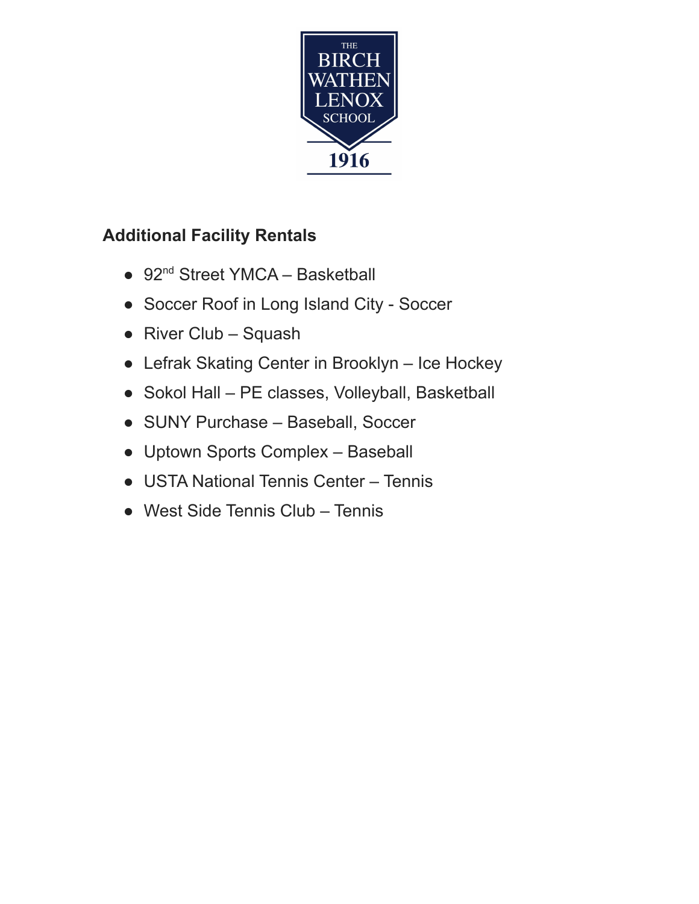THE BIRCH WATHEN LENOX SCHOOL

1916

## Additional Facility Rentals

- 92nd Street YMCA – Basketball
- Soccer Roof in Long Island City - Soccer
- River Club – Squash
- Lefrak Skating Center in Brooklyn – Ice Hockey
- Sokol Hall – PE classes, Volleyball, Basketball
- SUNY Purchase – Baseball, Soccer
- Uptown Sports Complex – Baseball
- USTA National Tennis Center – Tennis
- West Side Tennis Club – Tennis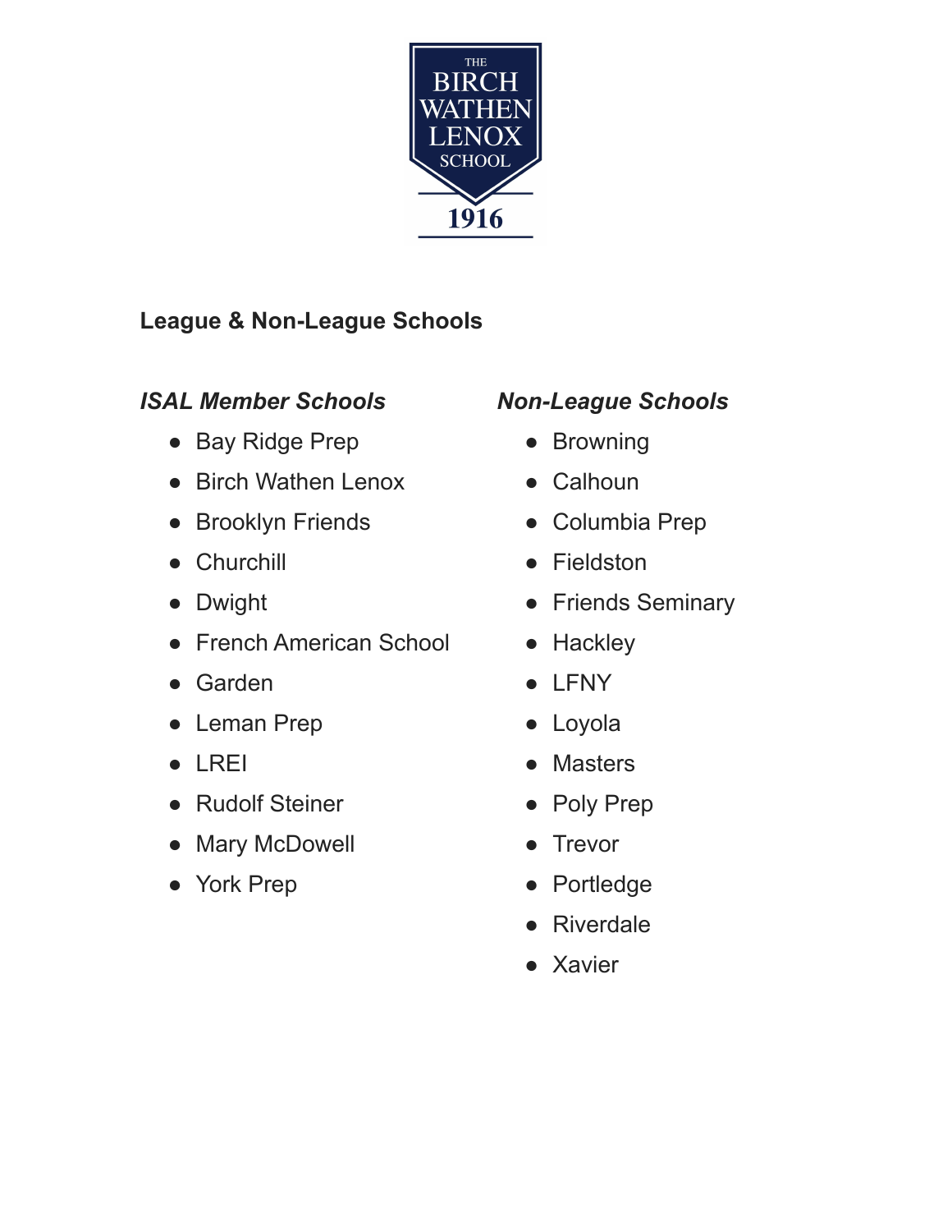## League & Non-League Schools

### *ISAL Member Schools*

- Bay Ridge Prep
- Birch Wathen Lenox
- Brooklyn Friends
- Churchill
- Dwight
- French American School
- Garden
- Leman Prep
- LREI
- Rudolf Steiner
- Mary McDowell
- York Prep

### *Non-League Schools*

- Browning
- Calhoun
- Columbia Prep
- Fieldston
- Friends Seminary
- Hackley
- LFNY
- Loyola
- Masters
- Poly Prep
- Trevor
- Portledge
- Riverdale
- Xavier